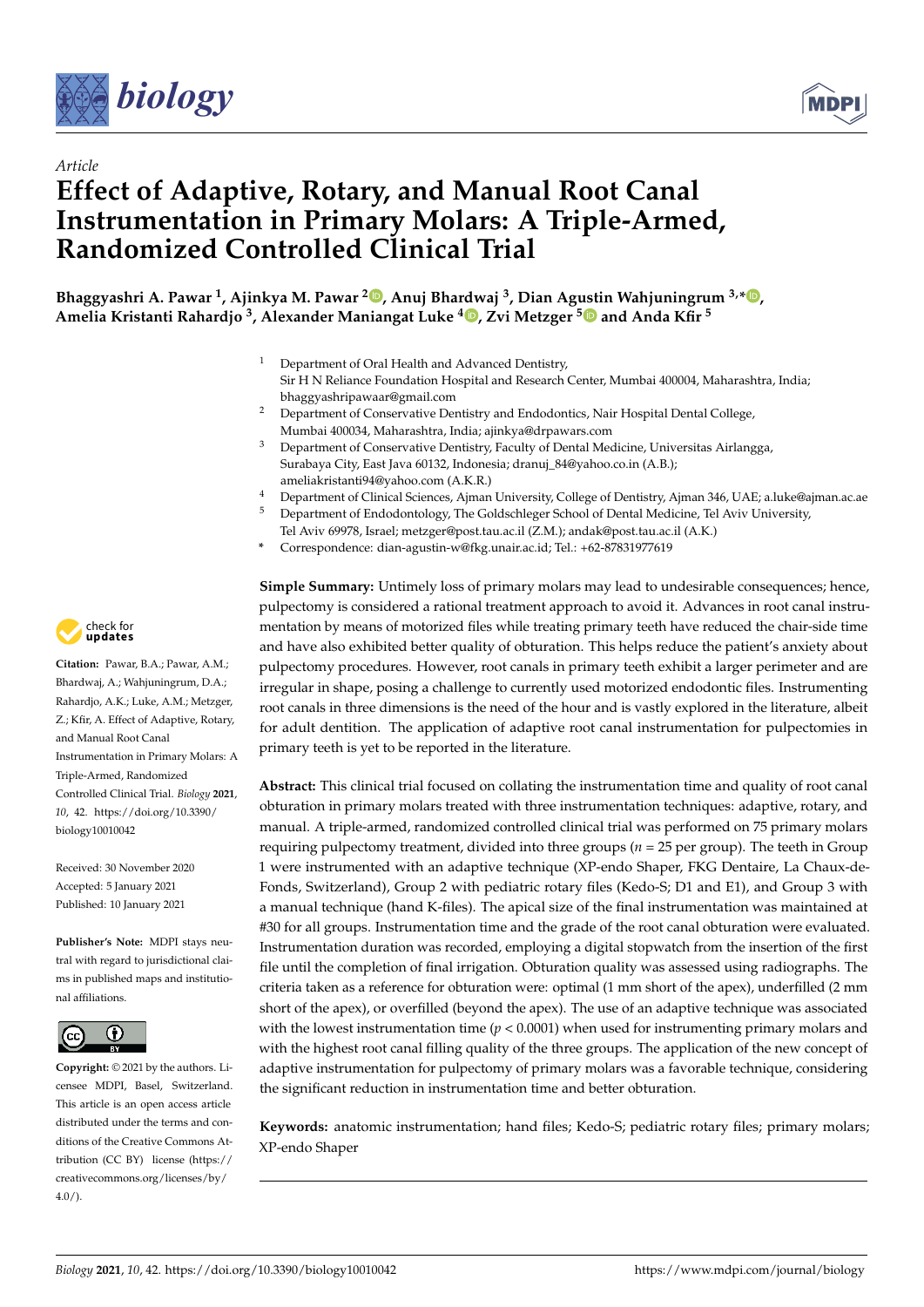*Article*

# Effect of Adaptive, Rotary, and Manual Root Canal Instrumentation in Primary Molars: A Triple-Armed, Randomized Controlled Clinical Trial

**Bhaggyashri A. Pawar [1], Ajinkya M. Pawar [2], Anuj Bhardwaj [3], Dian Agustin Wahjuningrum [3,*], Amelia Kristanti Rahardjo [3], Alexander Maniangat Luke [4], Zvi Metzger [5] and Anda Kfir [5]**

1 Department of Oral Health and Advanced Dentistry, Sir H N Reliance Foundation Hospital and Research Center, Mumbai 400004, Maharashtra, India; bhaggyashripawaar@gmail.com

2 Department of Conservative Dentistry and Endodontics, Nair Hospital Dental College, Mumbai 400034, Maharashtra, India; ajinkya@drpawars.com

3 Department of Conservative Dentistry, Faculty of Dental Medicine, Universitas Airlangga, Surabaya City, East Java 60132, Indonesia; dranuj_84@yahoo.co.in (A.B.); ameliakristanti94@yahoo.com (A.K.R.)

4 Department of Clinical Sciences, Ajman University, College of Dentistry, Ajman 346, UAE; a.luke@ajman.ac.ae

5 Department of Endodontology, The Goldschleger School of Dental Medicine, Tel Aviv University, Tel Aviv 69978, Israel; metzger@post.tau.ac.il (Z.M.); andak@post.tau.ac.il (A.K.)

* Correspondence: dian-agustin-w@fkg.unair.ac.id; Tel.: +62-87831977619

**Citation:** Pawar, B.A.; Pawar, A.M.; Bhardwaj, A.; Wahjuningrum, D.A.; Rahardjo, A.K.; Luke, A.M.; Metzger, Z.; Kfir, A. Effect of Adaptive, Rotary, and Manual Root Canal Instrumentation in Primary Molars: A Triple-Armed, Randomized Controlled Clinical Trial. *Biology* **2021**, *10*, 42. https://doi.org/10.3390/biology10010042

Received: 30 November 2020
Accepted: 5 January 2021
Published: 10 January 2021

**Publisher's Note:** MDPI stays neutral with regard to jurisdictional claims in published maps and institutional affiliations.

**Copyright:** © 2021 by the authors. Licensee MDPI, Basel, Switzerland. This article is an open access article distributed under the terms and conditions of the Creative Commons Attribution (CC BY) license (https://creativecommons.org/licenses/by/4.0/).

**Simple Summary:** Untimely loss of primary molars may lead to undesirable consequences; hence, pulpectomy is considered a rational treatment approach to avoid it. Advances in root canal instrumentation by means of motorized files while treating primary teeth have reduced the chair-side time and have also exhibited better quality of obturation. This helps reduce the patient's anxiety about pulpectomy procedures. However, root canals in primary teeth exhibit a larger perimeter and are irregular in shape, posing a challenge to currently used motorized endodontic files. Instrumenting root canals in three dimensions is the need of the hour and is vastly explored in the literature, albeit for adult dentition. The application of adaptive root canal instrumentation for pulpectomies in primary teeth is yet to be reported in the literature.

**Abstract:** This clinical trial focused on collating the instrumentation time and quality of root canal obturation in primary molars treated with three instrumentation techniques: adaptive, rotary, and manual. A triple-armed, randomized controlled clinical trial was performed on 75 primary molars requiring pulpectomy treatment, divided into three groups ($n = 25$ per group). The teeth in Group 1 were instrumented with an adaptive technique (XP-endo Shaper, FKG Dentaire, La Chaux-de-Fonds, Switzerland), Group 2 with pediatric rotary files (Kedo-S; D1 and E1), and Group 3 with a manual technique (hand K-files). The apical size of the final instrumentation was maintained at #30 for all groups. Instrumentation time and the grade of the root canal obturation were evaluated. Instrumentation duration was recorded, employing a digital stopwatch from the insertion of the first file until the completion of final irrigation. Obturation quality was assessed using radiographs. The criteria taken as a reference for obturation were: optimal (1 mm short of the apex), underfilled (2 mm short of the apex), or overfilled (beyond the apex). The use of an adaptive technique was associated with the lowest instrumentation time ($p < 0.0001$) when used for instrumenting primary molars and with the highest root canal filling quality of the three groups. The application of the new concept of adaptive instrumentation for pulpectomy of primary molars was a favorable technique, considering the significant reduction in instrumentation time and better obturation.

**Keywords:** anatomic instrumentation; hand files; Kedo-S; pediatric rotary files; primary molars; XP-endo Shaper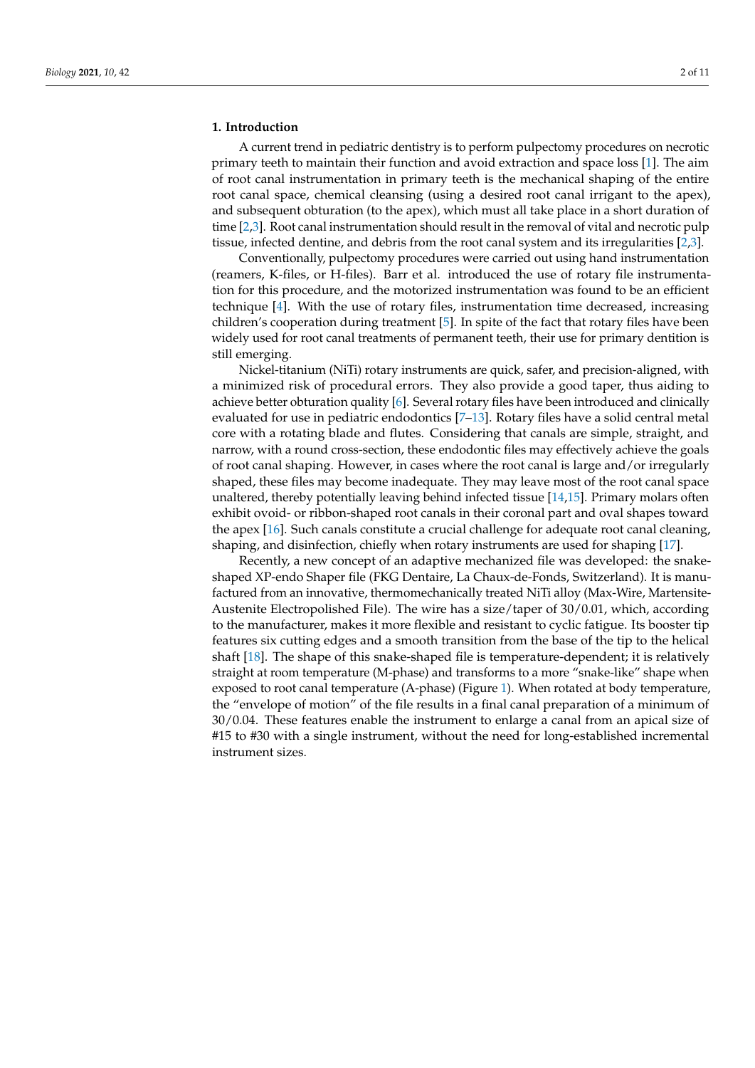## 1. Introduction

A current trend in pediatric dentistry is to perform pulpectomy procedures on necrotic primary teeth to maintain their function and avoid extraction and space loss [1]. The aim of root canal instrumentation in primary teeth is the mechanical shaping of the entire root canal space, chemical cleansing (using a desired root canal irrigant to the apex), and subsequent obturation (to the apex), which must all take place in a short duration of time [2,3]. Root canal instrumentation should result in the removal of vital and necrotic pulp tissue, infected dentine, and debris from the root canal system and its irregularities [2,3].

Conventionally, pulpectomy procedures were carried out using hand instrumentation (reamers, K-files, or H-files). Barr et al. introduced the use of rotary file instrumentation for this procedure, and the motorized instrumentation was found to be an efficient technique [4]. With the use of rotary files, instrumentation time decreased, increasing children's cooperation during treatment [5]. In spite of the fact that rotary files have been widely used for root canal treatments of permanent teeth, their use for primary dentition is still emerging.

Nickel-titanium (NiTi) rotary instruments are quick, safer, and precision-aligned, with a minimized risk of procedural errors. They also provide a good taper, thus aiding to achieve better obturation quality [6]. Several rotary files have been introduced and clinically evaluated for use in pediatric endodontics [7–13]. Rotary files have a solid central metal core with a rotating blade and flutes. Considering that canals are simple, straight, and narrow, with a round cross-section, these endodontic files may effectively achieve the goals of root canal shaping. However, in cases where the root canal is large and/or irregularly shaped, these files may become inadequate. They may leave most of the root canal space unaltered, thereby potentially leaving behind infected tissue [14,15]. Primary molars often exhibit ovoid- or ribbon-shaped root canals in their coronal part and oval shapes toward the apex [16]. Such canals constitute a crucial challenge for adequate root canal cleaning, shaping, and disinfection, chiefly when rotary instruments are used for shaping [17].

Recently, a new concept of an adaptive mechanized file was developed: the snake-shaped XP-endo Shaper file (FKG Dentaire, La Chaux-de-Fonds, Switzerland). It is manufactured from an innovative, thermomechanically treated NiTi alloy (Max-Wire, Martensite-Austenite Electropolished File). The wire has a size/taper of 30/0.01, which, according to the manufacturer, makes it more flexible and resistant to cyclic fatigue. Its booster tip features six cutting edges and a smooth transition from the base of the tip to the helical shaft [18]. The shape of this snake-shaped file is temperature-dependent; it is relatively straight at room temperature (M-phase) and transforms to a more "snake-like" shape when exposed to root canal temperature (A-phase) (Figure 1). When rotated at body temperature, the "envelope of motion" of the file results in a final canal preparation of a minimum of 30/0.04. These features enable the instrument to enlarge a canal from an apical size of #15 to #30 with a single instrument, without the need for long-established incremental instrument sizes.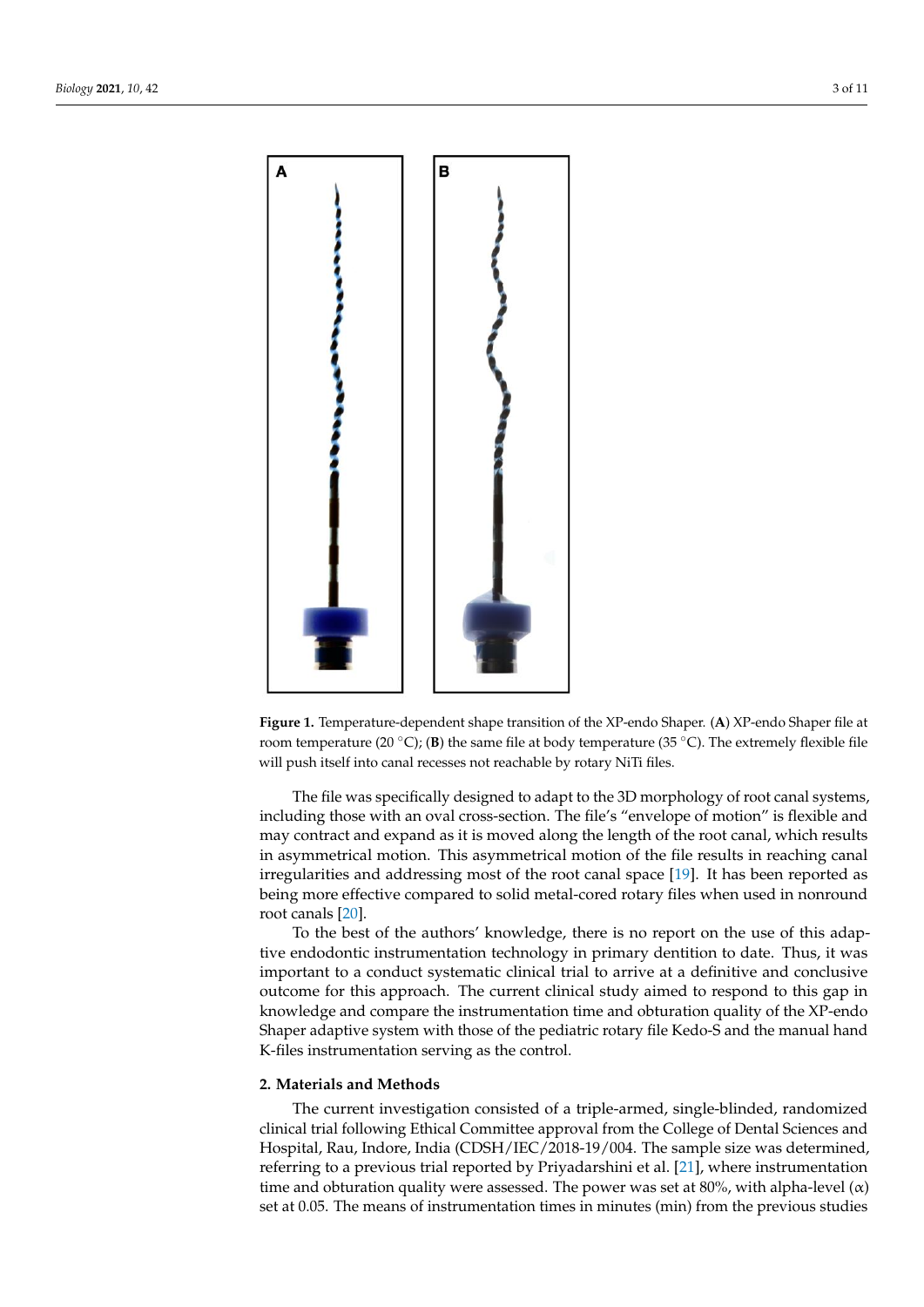**Figure 1.** Temperature-dependent shape transition of the XP-endo Shaper. (**A**) XP-endo Shaper file at room temperature (20 °C); (**B**) the same file at body temperature (35 °C). The extremely flexible file will push itself into canal recesses not reachable by rotary NiTi files.

The file was specifically designed to adapt to the 3D morphology of root canal systems, including those with an oval cross-section. The file's "envelope of motion" is flexible and may contract and expand as it is moved along the length of the root canal, which results in asymmetrical motion. This asymmetrical motion of the file results in reaching canal irregularities and addressing most of the root canal space [19]. It has been reported as being more effective compared to solid metal-cored rotary files when used in nonround root canals [20].

To the best of the authors' knowledge, there is no report on the use of this adaptive endodontic instrumentation technology in primary dentition to date. Thus, it was important to a conduct systematic clinical trial to arrive at a definitive and conclusive outcome for this approach. The current clinical study aimed to respond to this gap in knowledge and compare the instrumentation time and obturation quality of the XP-endo Shaper adaptive system with those of the pediatric rotary file Kedo-S and the manual hand K-files instrumentation serving as the control.

## 2. Materials and Methods

The current investigation consisted of a triple-armed, single-blinded, randomized clinical trial following Ethical Committee approval from the College of Dental Sciences and Hospital, Rau, Indore, India (CDSH/IEC/2018-19/004. The sample size was determined, referring to a previous trial reported by Priyadarshini et al. [21], where instrumentation time and obturation quality were assessed. The power was set at 80%, with alpha-level ($\alpha$) set at 0.05. The means of instrumentation times in minutes (min) from the previous studies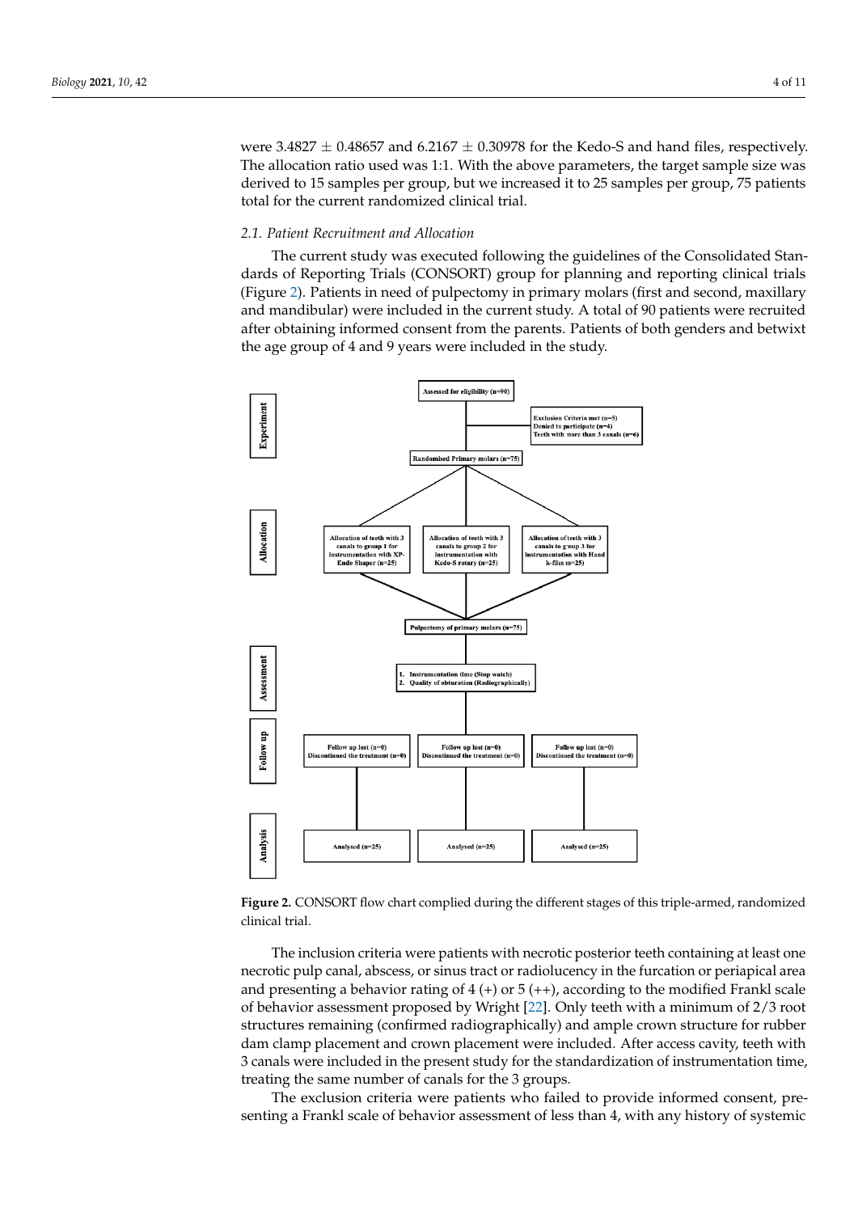were 3.4827 ± 0.48657 and 6.2167 ± 0.30978 for the Kedo-S and hand files, respectively. The allocation ratio used was 1:1. With the above parameters, the target sample size was derived to 15 samples per group, but we increased it to 25 samples per group, 75 patients total for the current randomized clinical trial.

### 2.1. Patient Recruitment and Allocation

The current study was executed following the guidelines of the Consolidated Standards of Reporting Trials (CONSORT) group for planning and reporting clinical trials (Figure 2). Patients in need of pulpectomy in primary molars (first and second, maxillary and mandibular) were included in the current study. A total of 90 patients were recruited after obtaining informed consent from the parents. Patients of both genders and betwixt the age group of 4 and 9 years were included in the study.

**Figure 2.** CONSORT flow chart complied during the different stages of this triple-armed, randomized clinical trial.

The inclusion criteria were patients with necrotic posterior teeth containing at least one necrotic pulp canal, abscess, or sinus tract or radiolucency in the furcation or periapical area and presenting a behavior rating of 4 (+) or 5 (++), according to the modified Frankl scale of behavior assessment proposed by Wright [22]. Only teeth with a minimum of 2/3 root structures remaining (confirmed radiographically) and ample crown structure for rubber dam clamp placement and crown placement were included. After access cavity, teeth with 3 canals were included in the present study for the standardization of instrumentation time, treating the same number of canals for the 3 groups.

The exclusion criteria were patients who failed to provide informed consent, presenting a Frankl scale of behavior assessment of less than 4, with any history of systemic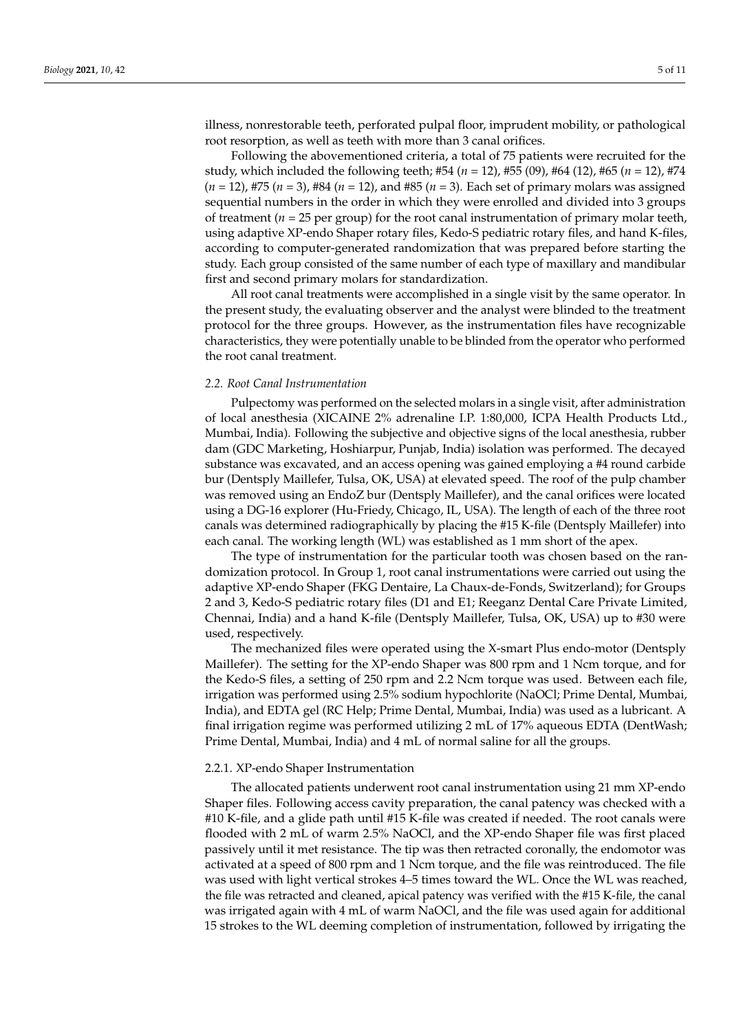illness, nonrestorable teeth, perforated pulpal floor, imprudent mobility, or pathological root resorption, as well as teeth with more than 3 canal orifices.

Following the abovementioned criteria, a total of 75 patients were recruited for the study, which included the following teeth; #54 (*n* = 12), #55 (09), #64 (12), #65 (*n* = 12), #74 (*n* = 12), #75 (*n* = 3), #84 (*n* = 12), and #85 (*n* = 3). Each set of primary molars was assigned sequential numbers in the order in which they were enrolled and divided into 3 groups of treatment (*n* = 25 per group) for the root canal instrumentation of primary molar teeth, using adaptive XP-endo Shaper rotary files, Kedo-S pediatric rotary files, and hand K-files, according to computer-generated randomization that was prepared before starting the study. Each group consisted of the same number of each type of maxillary and mandibular first and second primary molars for standardization.

All root canal treatments were accomplished in a single visit by the same operator. In the present study, the evaluating observer and the analyst were blinded to the treatment protocol for the three groups. However, as the instrumentation files have recognizable characteristics, they were potentially unable to be blinded from the operator who performed the root canal treatment.

### *2.2. Root Canal Instrumentation*

Pulpectomy was performed on the selected molars in a single visit, after administration of local anesthesia (XICAINE 2% adrenaline I.P. 1:80,000, ICPA Health Products Ltd., Mumbai, India). Following the subjective and objective signs of the local anesthesia, rubber dam (GDC Marketing, Hoshiarpur, Punjab, India) isolation was performed. The decayed substance was excavated, and an access opening was gained employing a #4 round carbide bur (Dentsply Maillefer, Tulsa, OK, USA) at elevated speed. The roof of the pulp chamber was removed using an EndoZ bur (Dentsply Maillefer), and the canal orifices were located using a DG-16 explorer (Hu-Friedy, Chicago, IL, USA). The length of each of the three root canals was determined radiographically by placing the #15 K-file (Dentsply Maillefer) into each canal. The working length (WL) was established as 1 mm short of the apex.

The type of instrumentation for the particular tooth was chosen based on the randomization protocol. In Group 1, root canal instrumentations were carried out using the adaptive XP-endo Shaper (FKG Dentaire, La Chaux-de-Fonds, Switzerland); for Groups 2 and 3, Kedo-S pediatric rotary files (D1 and E1; Reeganz Dental Care Private Limited, Chennai, India) and a hand K-file (Dentsply Maillefer, Tulsa, OK, USA) up to #30 were used, respectively.

The mechanized files were operated using the X-smart Plus endo-motor (Dentsply Maillefer). The setting for the XP-endo Shaper was 800 rpm and 1 Ncm torque, and for the Kedo-S files, a setting of 250 rpm and 2.2 Ncm torque was used. Between each file, irrigation was performed using 2.5% sodium hypochlorite (NaOCl; Prime Dental, Mumbai, India), and EDTA gel (RC Help; Prime Dental, Mumbai, India) was used as a lubricant. A final irrigation regime was performed utilizing 2 mL of 17% aqueous EDTA (DentWash; Prime Dental, Mumbai, India) and 4 mL of normal saline for all the groups.

#### 2.2.1. XP-endo Shaper Instrumentation

The allocated patients underwent root canal instrumentation using 21 mm XP-endo Shaper files. Following access cavity preparation, the canal patency was checked with a #10 K-file, and a glide path until #15 K-file was created if needed. The root canals were flooded with 2 mL of warm 2.5% NaOCl, and the XP-endo Shaper file was first placed passively until it met resistance. The tip was then retracted coronally, the endomotor was activated at a speed of 800 rpm and 1 Ncm torque, and the file was reintroduced. The file was used with light vertical strokes 4–5 times toward the WL. Once the WL was reached, the file was retracted and cleaned, apical patency was verified with the #15 K-file, the canal was irrigated again with 4 mL of warm NaOCl, and the file was used again for additional 15 strokes to the WL deeming completion of instrumentation, followed by irrigating the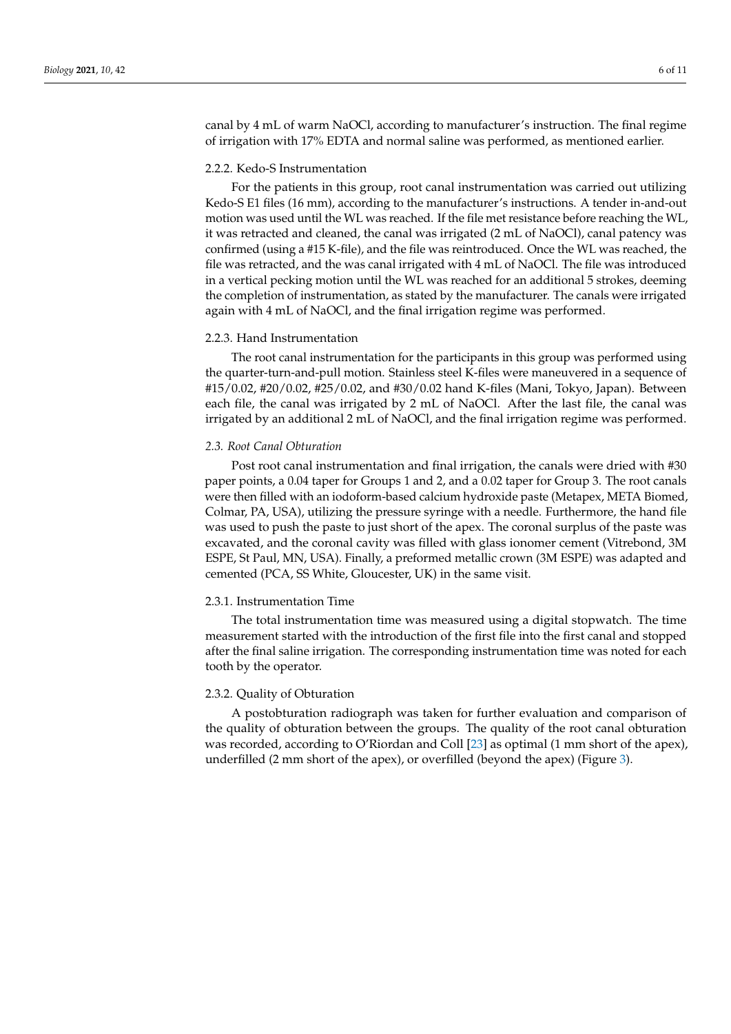canal by 4 mL of warm NaOCl, according to manufacturer's instruction. The final regime of irrigation with 17% EDTA and normal saline was performed, as mentioned earlier.

#### 2.2.2. Kedo-S Instrumentation

For the patients in this group, root canal instrumentation was carried out utilizing Kedo-S E1 files (16 mm), according to the manufacturer's instructions. A tender in-and-out motion was used until the WL was reached. If the file met resistance before reaching the WL, it was retracted and cleaned, the canal was irrigated (2 mL of NaOCl), canal patency was confirmed (using a #15 K-file), and the file was reintroduced. Once the WL was reached, the file was retracted, and the was canal irrigated with 4 mL of NaOCl. The file was introduced in a vertical pecking motion until the WL was reached for an additional 5 strokes, deeming the completion of instrumentation, as stated by the manufacturer. The canals were irrigated again with 4 mL of NaOCl, and the final irrigation regime was performed.

#### 2.2.3. Hand Instrumentation

The root canal instrumentation for the participants in this group was performed using the quarter-turn-and-pull motion. Stainless steel K-files were maneuvered in a sequence of #15/0.02, #20/0.02, #25/0.02, and #30/0.02 hand K-files (Mani, Tokyo, Japan). Between each file, the canal was irrigated by 2 mL of NaOCl. After the last file, the canal was irrigated by an additional 2 mL of NaOCl, and the final irrigation regime was performed.

### *2.3. Root Canal Obturation*

Post root canal instrumentation and final irrigation, the canals were dried with #30 paper points, a 0.04 taper for Groups 1 and 2, and a 0.02 taper for Group 3. The root canals were then filled with an iodoform-based calcium hydroxide paste (Metapex, META Biomed, Colmar, PA, USA), utilizing the pressure syringe with a needle. Furthermore, the hand file was used to push the paste to just short of the apex. The coronal surplus of the paste was excavated, and the coronal cavity was filled with glass ionomer cement (Vitrebond, 3M ESPE, St Paul, MN, USA). Finally, a preformed metallic crown (3M ESPE) was adapted and cemented (PCA, SS White, Gloucester, UK) in the same visit.

#### 2.3.1. Instrumentation Time

The total instrumentation time was measured using a digital stopwatch. The time measurement started with the introduction of the first file into the first canal and stopped after the final saline irrigation. The corresponding instrumentation time was noted for each tooth by the operator.

#### 2.3.2. Quality of Obturation

A postobturation radiograph was taken for further evaluation and comparison of the quality of obturation between the groups. The quality of the root canal obturation was recorded, according to O'Riordan and Coll [23] as optimal (1 mm short of the apex), underfilled (2 mm short of the apex), or overfilled (beyond the apex) (Figure 3).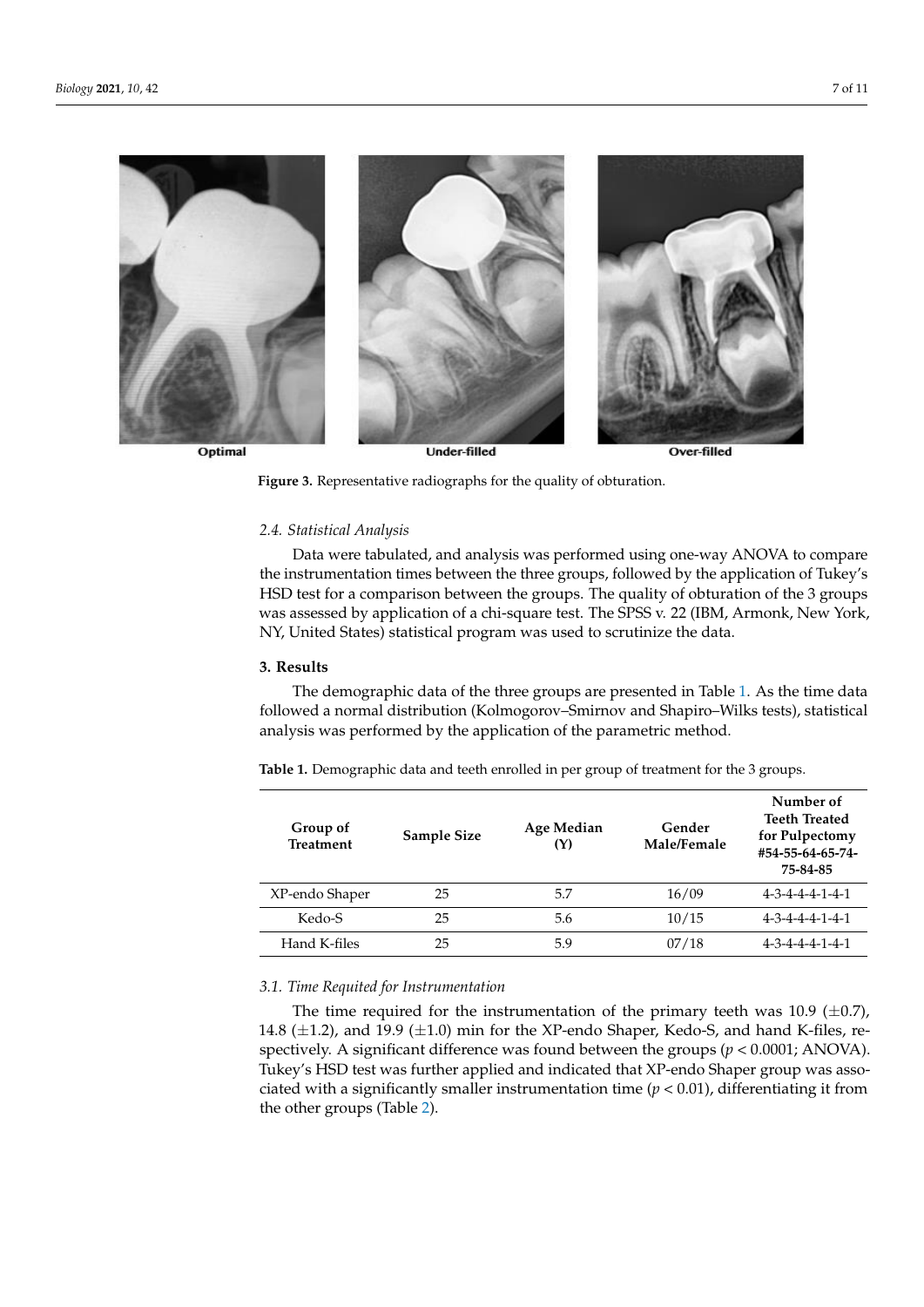Optimal Under-filled Over-filled

**Figure 3.** Representative radiographs for the quality of obturation.

### 2.4. Statistical Analysis

Data were tabulated, and analysis was performed using one-way ANOVA to compare the instrumentation times between the three groups, followed by the application of Tukey's HSD test for a comparison between the groups. The quality of obturation of the 3 groups was assessed by application of a chi-square test. The SPSS v. 22 (IBM, Armonk, New York, NY, United States) statistical program was used to scrutinize the data.

## 3. Results

The demographic data of the three groups are presented in Table 1. As the time data followed a normal distribution (Kolmogorov–Smirnov and Shapiro–Wilks tests), statistical analysis was performed by the application of the parametric method.

**Table 1.** Demographic data and teeth enrolled in per group of treatment for the 3 groups.

| Group of Treatment | Sample Size | Age Median (Y) | Gender Male/Female | Number of Teeth Treated for Pulpectomy #54-55-64-65-74-75-84-85 |
| --- | --- | --- | --- | --- |
| XP-endo Shaper | 25 | 5.7 | 16/09 | 4-3-4-4-4-1-4-1 |
| Kedo-S | 25 | 5.6 | 10/15 | 4-3-4-4-4-1-4-1 |
| Hand K-files | 25 | 5.9 | 07/18 | 4-3-4-4-4-1-4-1 |

### 3.1. Time Requited for Instrumentation

The time required for the instrumentation of the primary teeth was 10.9 ($\pm$0.7), 14.8 ($\pm$1.2), and 19.9 ($\pm$1.0) min for the XP-endo Shaper, Kedo-S, and hand K-files, respectively. A significant difference was found between the groups ($p < 0.0001$; ANOVA). Tukey's HSD test was further applied and indicated that XP-endo Shaper group was associated with a significantly smaller instrumentation time ($p < 0.01$), differentiating it from the other groups (Table 2).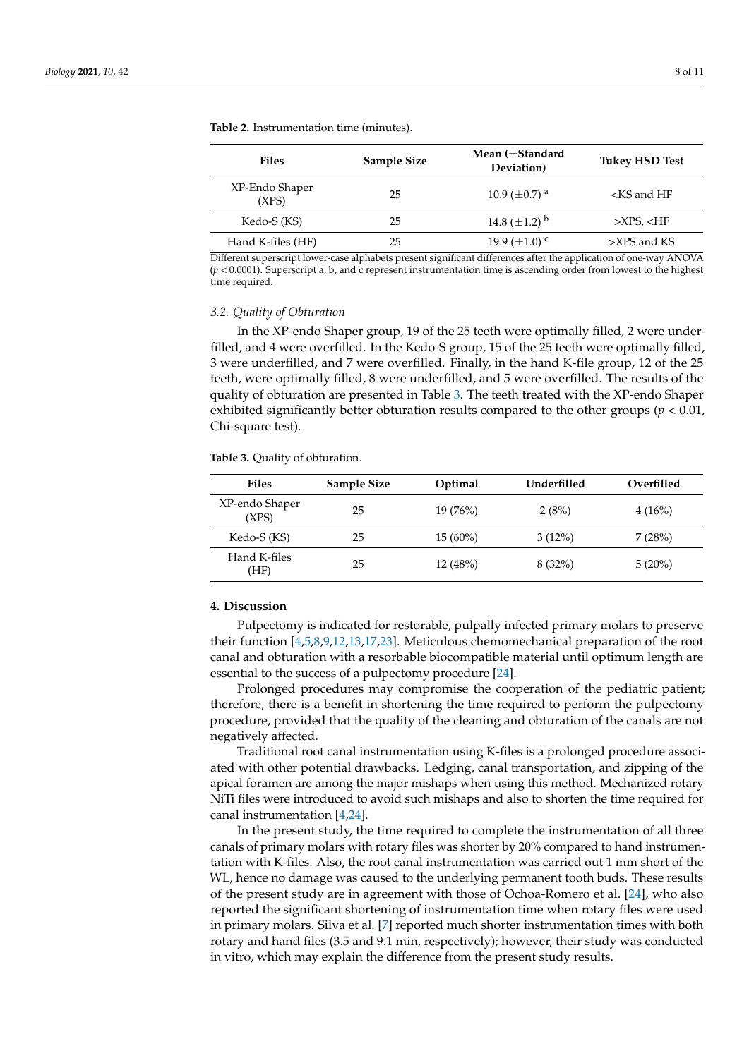**Table 2.** Instrumentation time (minutes).

| Files | Sample Size | Mean (±Standard Deviation) | Tukey HSD Test |
|---|---|---|---|
| XP-Endo Shaper (XPS) | 25 | 10.9 (±0.7) [a] | <KS and HF |
| Kedo-S (KS) | 25 | 14.8 (±1.2) [b] | >XPS, <HF |
| Hand K-files (HF) | 25 | 19.9 (±1.0) [c] | >XPS and KS |

Different superscript lower-case alphabets present significant differences after the application of one-way ANOVA ($p < 0.0001$). Superscript a, b, and c represent instrumentation time is ascending order from lowest to the highest time required.

### 3.2. Quality of Obturation

In the XP-endo Shaper group, 19 of the 25 teeth were optimally filled, 2 were underfilled, and 4 were overfilled. In the Kedo-S group, 15 of the 25 teeth were optimally filled, 3 were underfilled, and 7 were overfilled. Finally, in the hand K-file group, 12 of the 25 teeth, were optimally filled, 8 were underfilled, and 5 were overfilled. The results of the quality of obturation are presented in Table 3. The teeth treated with the XP-endo Shaper exhibited significantly better obturation results compared to the other groups ($p < 0.01$, Chi-square test).

**Table 3.** Quality of obturation.

| Files | Sample Size | Optimal | Underfilled | Overfilled |
|---|---|---|---|---|
| XP-endo Shaper (XPS) | 25 | 19 (76%) | 2 (8%) | 4 (16%) |
| Kedo-S (KS) | 25 | 15 (60%) | 3 (12%) | 7 (28%) |
| Hand K-files (HF) | 25 | 12 (48%) | 8 (32%) | 5 (20%) |

## 4. Discussion

Pulpectomy is indicated for restorable, pulpally infected primary molars to preserve their function [4,5,8,9,12,13,17,23]. Meticulous chemomechanical preparation of the root canal and obturation with a resorbable biocompatible material until optimum length are essential to the success of a pulpectomy procedure [24].

Prolonged procedures may compromise the cooperation of the pediatric patient; therefore, there is a benefit in shortening the time required to perform the pulpectomy procedure, provided that the quality of the cleaning and obturation of the canals are not negatively affected.

Traditional root canal instrumentation using K-files is a prolonged procedure associated with other potential drawbacks. Ledging, canal transportation, and zipping of the apical foramen are among the major mishaps when using this method. Mechanized rotary NiTi files were introduced to avoid such mishaps and also to shorten the time required for canal instrumentation [4,24].

In the present study, the time required to complete the instrumentation of all three canals of primary molars with rotary files was shorter by 20% compared to hand instrumentation with K-files. Also, the root canal instrumentation was carried out 1 mm short of the WL, hence no damage was caused to the underlying permanent tooth buds. These results of the present study are in agreement with those of Ochoa-Romero et al. [24], who also reported the significant shortening of instrumentation time when rotary files were used in primary molars. Silva et al. [7] reported much shorter instrumentation times with both rotary and hand files (3.5 and 9.1 min, respectively); however, their study was conducted in vitro, which may explain the difference from the present study results.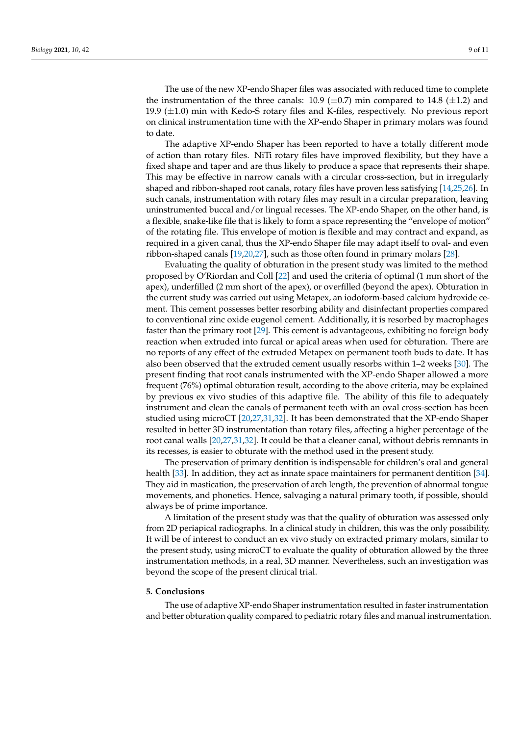The use of the new XP-endo Shaper files was associated with reduced time to complete the instrumentation of the three canals: 10.9 (±0.7) min compared to 14.8 (±1.2) and 19.9 (±1.0) min with Kedo-S rotary files and K-files, respectively. No previous report on clinical instrumentation time with the XP-endo Shaper in primary molars was found to date.

The adaptive XP-endo Shaper has been reported to have a totally different mode of action than rotary files. NiTi rotary files have improved flexibility, but they have a fixed shape and taper and are thus likely to produce a space that represents their shape. This may be effective in narrow canals with a circular cross-section, but in irregularly shaped and ribbon-shaped root canals, rotary files have proven less satisfying [14,25,26]. In such canals, instrumentation with rotary files may result in a circular preparation, leaving uninstrumented buccal and/or lingual recesses. The XP-endo Shaper, on the other hand, is a flexible, snake-like file that is likely to form a space representing the "envelope of motion" of the rotating file. This envelope of motion is flexible and may contract and expand, as required in a given canal, thus the XP-endo Shaper file may adapt itself to oval- and even ribbon-shaped canals [19,20,27], such as those often found in primary molars [28].

Evaluating the quality of obturation in the present study was limited to the method proposed by O'Riordan and Coll [22] and used the criteria of optimal (1 mm short of the apex), underfilled (2 mm short of the apex), or overfilled (beyond the apex). Obturation in the current study was carried out using Metapex, an iodoform-based calcium hydroxide cement. This cement possesses better resorbing ability and disinfectant properties compared to conventional zinc oxide eugenol cement. Additionally, it is resorbed by macrophages faster than the primary root [29]. This cement is advantageous, exhibiting no foreign body reaction when extruded into furcal or apical areas when used for obturation. There are no reports of any effect of the extruded Metapex on permanent tooth buds to date. It has also been observed that the extruded cement usually resorbs within 1–2 weeks [30]. The present finding that root canals instrumented with the XP-endo Shaper allowed a more frequent (76%) optimal obturation result, according to the above criteria, may be explained by previous ex vivo studies of this adaptive file. The ability of this file to adequately instrument and clean the canals of permanent teeth with an oval cross-section has been studied using microCT [20,27,31,32]. It has been demonstrated that the XP-endo Shaper resulted in better 3D instrumentation than rotary files, affecting a higher percentage of the root canal walls [20,27,31,32]. It could be that a cleaner canal, without debris remnants in its recesses, is easier to obturate with the method used in the present study.

The preservation of primary dentition is indispensable for children's oral and general health [33]. In addition, they act as innate space maintainers for permanent dentition [34]. They aid in mastication, the preservation of arch length, the prevention of abnormal tongue movements, and phonetics. Hence, salvaging a natural primary tooth, if possible, should always be of prime importance.

A limitation of the present study was that the quality of obturation was assessed only from 2D periapical radiographs. In a clinical study in children, this was the only possibility. It will be of interest to conduct an ex vivo study on extracted primary molars, similar to the present study, using microCT to evaluate the quality of obturation allowed by the three instrumentation methods, in a real, 3D manner. Nevertheless, such an investigation was beyond the scope of the present clinical trial.

## 5. Conclusions

The use of adaptive XP-endo Shaper instrumentation resulted in faster instrumentation and better obturation quality compared to pediatric rotary files and manual instrumentation.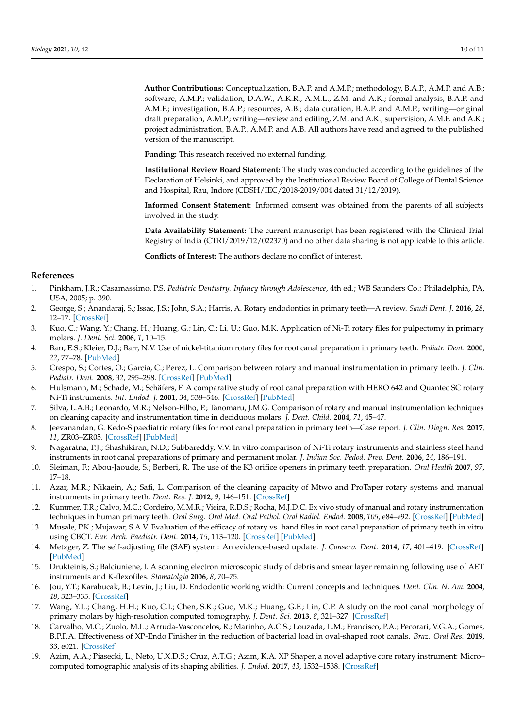**Author Contributions:** Conceptualization, B.A.P. and A.M.P.; methodology, B.A.P., A.M.P. and A.B.; software, A.M.P.; validation, D.A.W., A.K.R., A.M.L., Z.M. and A.K.; formal analysis, B.A.P. and A.M.P.; investigation, B.A.P.; resources, A.B.; data curation, B.A.P. and A.M.P.; writing—original draft preparation, A.M.P.; writing—review and editing, Z.M. and A.K.; supervision, A.M.P. and A.K.; project administration, B.A.P., A.M.P. and A.B. All authors have read and agreed to the published version of the manuscript.

**Funding:** This research received no external funding.

**Institutional Review Board Statement:** The study was conducted according to the guidelines of the Declaration of Helsinki, and approved by the Institutional Review Board of College of Dental Science and Hospital, Rau, Indore (CDSH/IEC/2018-2019/004 dated 31/12/2019).

**Informed Consent Statement:** Informed consent was obtained from the parents of all subjects involved in the study.

**Data Availability Statement:** The current manuscript has been registered with the Clinical Trial Registry of India (CTRI/2019/12/022370) and no other data sharing is not applicable to this article.

**Conflicts of Interest:** The authors declare no conflict of interest.

## References

1. Pinkham, J.R.; Casamassimo, P.S. *Pediatric Dentistry. Infancy through Adolescence*, 4th ed.; WB Saunders Co.: Philadelphia, PA, USA, 2005; p. 390.
2. George, S.; Anandaraj, S.; Issac, J.S.; John, S.A.; Harris, A. Rotary endodontics in primary teeth—A review. *Saudi Dent. J.* **2016**, *28*, 12–17. [CrossRef]
3. Kuo, C.; Wang, Y.; Chang, H.; Huang, G.; Lin, C.; Li, U.; Guo, M.K. Application of Ni-Ti rotary files for pulpectomy in primary molars. *J. Dent. Sci.* **2006**, *1*, 10–15.
4. Barr, E.S.; Kleier, D.J.; Barr, N.V. Use of nickel-titanium rotary files for root canal preparation in primary teeth. *Pediatr. Dent.* **2000**, *22*, 77–78. [PubMed]
5. Crespo, S.; Cortes, O.; Garcia, C.; Perez, L. Comparison between rotary and manual instrumentation in primary teeth. *J. Clin. Pediatr. Dent.* **2008**, *32*, 295–298. [CrossRef] [PubMed]
6. Hulsmann, M.; Schade, M.; Schäfers, F. A comparative study of root canal preparation with HERO 642 and Quantec SC rotary Ni-Ti instruments. *Int. Endod. J.* **2001**, *34*, 538–546. [CrossRef] [PubMed]
7. Silva, L.A.B.; Leonardo, M.R.; Nelson-Filho, P.; Tanomaru, J.M.G. Comparison of rotary and manual instrumentation techniques on cleaning capacity and instrumentation time in deciduous molars. *J. Dent. Child.* **2004**, *71*, 45–47.
8. Jeevanandan, G. Kedo-S paediatric rotary files for root canal preparation in primary teeth—Case report. *J. Clin. Diagn. Res.* **2017**, *11*, ZR03–ZR05. [CrossRef] [PubMed]
9. Nagaratna, P.J.; Shashikiran, N.D.; Subbareddy, V.V. In vitro comparison of Ni-Ti rotary instruments and stainless steel hand instruments in root canal preparations of primary and permanent molar. *J. Indian Soc. Pedod. Prev. Dent.* **2006**, *24*, 186–191.
10. Sleiman, F.; Abou-Jaoude, S.; Berberi, R. The use of the K3 orifice openers in primary teeth preparation. *Oral Health* **2007**, *97*, 17–18.
11. Azar, M.R.; Nikaein, A.; Safi, L. Comparison of the cleaning capacity of Mtwo and ProTaper rotary systems and manual instruments in primary teeth. *Dent. Res. J.* **2012**, *9*, 146–151. [CrossRef]
12. Kummer, T.R.; Calvo, M.C.; Cordeiro, M.M.R.; Vieira, R.D.S.; Rocha, M.J.D.C. Ex vivo study of manual and rotary instrumentation techniques in human primary teeth. *Oral Surg. Oral Med. Oral Pathol. Oral Radiol. Endod.* **2008**, *105*, e84–e92. [CrossRef] [PubMed]
13. Musale, P.K.; Mujawar, S.A.V. Evaluation of the efficacy of rotary vs. hand files in root canal preparation of primary teeth in vitro using CBCT. *Eur. Arch. Paediatr. Dent.* **2014**, *15*, 113–120. [CrossRef] [PubMed]
14. Metzger, Z. The self-adjusting file (SAF) system: An evidence-based update. *J. Conserv. Dent.* **2014**, *17*, 401–419. [CrossRef] [PubMed]
15. Drukteinis, S.; Balciuniene, I. A scanning electron microscopic study of debris and smear layer remaining following use of AET instruments and K-flexofiles. *Stomatolgia* **2006**, *8*, 70–75.
16. Jou, Y.T.; Karabucak, B.; Levin, J.; Liu, D. Endodontic working width: Current concepts and techniques. *Dent. Clin. N. Am.* **2004**, *48*, 323–335. [CrossRef]
17. Wang, Y.L.; Chang, H.H.; Kuo, C.I.; Chen, S.K.; Guo, M.K.; Huang, G.F.; Lin, C.P. A study on the root canal morphology of primary molars by high-resolution computed tomography. *J. Dent. Sci.* **2013**, *8*, 321–327. [CrossRef]
18. Carvalho, M.C.; Zuolo, M.L.; Arruda-Vasconcelos, R.; Marinho, A.C.S.; Louzada, L.M.; Francisco, P.A.; Pecorari, V.G.A.; Gomes, B.P.F.A. Effectiveness of XP-Endo Finisher in the reduction of bacterial load in oval-shaped root canals. *Braz. Oral Res.* **2019**, *33*, e021. [CrossRef]
19. Azim, A.A.; Piasecki, L.; Neto, U.X.D.S.; Cruz, A.T.G.; Azim, K.A. XP Shaper, a novel adaptive core rotary instrument: Micro–computed tomographic analysis of its shaping abilities. *J. Endod.* **2017**, *43*, 1532–1538. [CrossRef]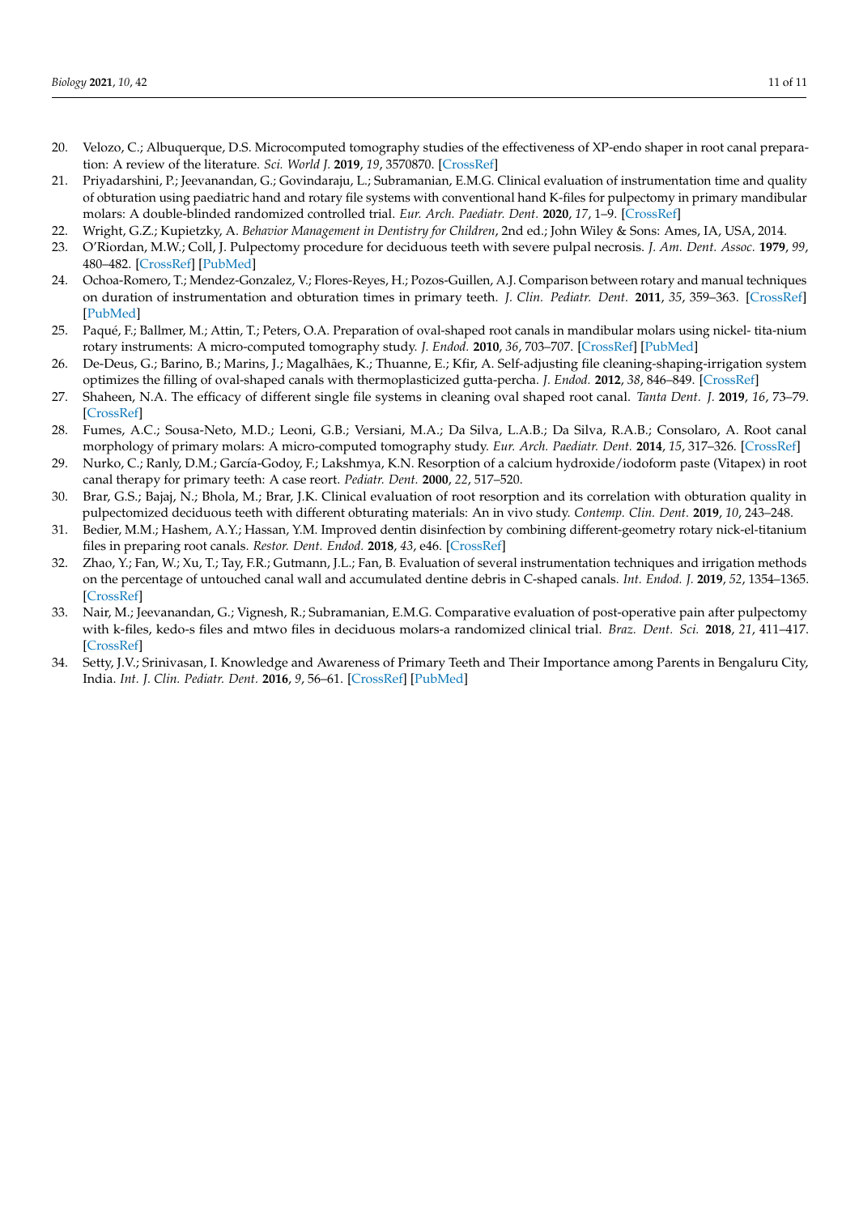20. Velozo, C.; Albuquerque, D.S. Microcomputed tomography studies of the effectiveness of XP-endo shaper in root canal preparation: A review of the literature. *Sci. World J.* **2019**, *19*, 3570870. [CrossRef]
21. Priyadarshini, P.; Jeevanandan, G.; Govindaraju, L.; Subramanian, E.M.G. Clinical evaluation of instrumentation time and quality of obturation using paediatric hand and rotary file systems with conventional hand K-files for pulpectomy in primary mandibular molars: A double-blinded randomized controlled trial. *Eur. Arch. Paediatr. Dent.* **2020**, *17*, 1–9. [CrossRef]
22. Wright, G.Z.; Kupietzky, A. *Behavior Management in Dentistry for Children*, 2nd ed.; John Wiley & Sons: Ames, IA, USA, 2014.
23. O'Riordan, M.W.; Coll, J. Pulpectomy procedure for deciduous teeth with severe pulpal necrosis. *J. Am. Dent. Assoc.* **1979**, *99*, 480–482. [CrossRef] [PubMed]
24. Ochoa-Romero, T.; Mendez-Gonzalez, V.; Flores-Reyes, H.; Pozos-Guillen, A.J. Comparison between rotary and manual techniques on duration of instrumentation and obturation times in primary teeth. *J. Clin. Pediatr. Dent.* **2011**, *35*, 359–363. [CrossRef] [PubMed]
25. Paqué, F.; Ballmer, M.; Attin, T.; Peters, O.A. Preparation of oval-shaped root canals in mandibular molars using nickel- tita-nium rotary instruments: A micro-computed tomography study. *J. Endod.* **2010**, *36*, 703–707. [CrossRef] [PubMed]
26. De-Deus, G.; Barino, B.; Marins, J.; Magalhães, K.; Thuanne, E.; Kfir, A. Self-adjusting file cleaning-shaping-irrigation system optimizes the filling of oval-shaped canals with thermoplasticized gutta-percha. *J. Endod.* **2012**, *38*, 846–849. [CrossRef]
27. Shaheen, N.A. The efficacy of different single file systems in cleaning oval shaped root canal. *Tanta Dent. J.* **2019**, *16*, 73–79. [CrossRef]
28. Fumes, A.C.; Sousa-Neto, M.D.; Leoni, G.B.; Versiani, M.A.; Da Silva, L.A.B.; Da Silva, R.A.B.; Consolaro, A. Root canal morphology of primary molars: A micro-computed tomography study. *Eur. Arch. Paediatr. Dent.* **2014**, *15*, 317–326. [CrossRef]
29. Nurko, C.; Ranly, D.M.; García-Godoy, F.; Lakshmya, K.N. Resorption of a calcium hydroxide/iodoform paste (Vitapex) in root canal therapy for primary teeth: A case reort. *Pediatr. Dent.* **2000**, *22*, 517–520.
30. Brar, G.S.; Bajaj, N.; Bhola, M.; Brar, J.K. Clinical evaluation of root resorption and its correlation with obturation quality in pulpectomized deciduous teeth with different obturating materials: An in vivo study. *Contemp. Clin. Dent.* **2019**, *10*, 243–248.
31. Bedier, M.M.; Hashem, A.Y.; Hassan, Y.M. Improved dentin disinfection by combining different-geometry rotary nick-el-titanium files in preparing root canals. *Restor. Dent. Endod.* **2018**, *43*, e46. [CrossRef]
32. Zhao, Y.; Fan, W.; Xu, T.; Tay, F.R.; Gutmann, J.L.; Fan, B. Evaluation of several instrumentation techniques and irrigation methods on the percentage of untouched canal wall and accumulated dentine debris in C-shaped canals. *Int. Endod. J.* **2019**, *52*, 1354–1365. [CrossRef]
33. Nair, M.; Jeevanandan, G.; Vignesh, R.; Subramanian, E.M.G. Comparative evaluation of post-operative pain after pulpectomy with k-files, kedo-s files and mtwo files in deciduous molars-a randomized clinical trial. *Braz. Dent. Sci.* **2018**, *21*, 411–417. [CrossRef]
34. Setty, J.V.; Srinivasan, I. Knowledge and Awareness of Primary Teeth and Their Importance among Parents in Bengaluru City, India. *Int. J. Clin. Pediatr. Dent.* **2016**, *9*, 56–61. [CrossRef] [PubMed]